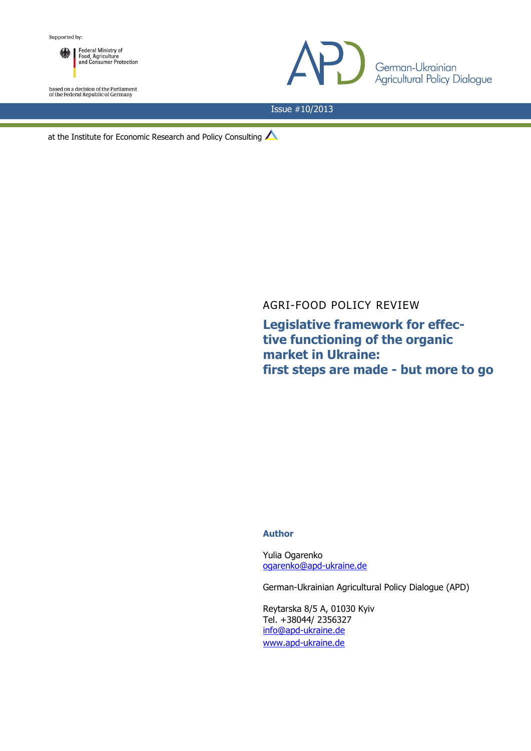Supported by:

Federal Ministry of Food, Agriculture and Consumer Protection

based on a decision of the Parliament of the Federal Republic of Germany

German-Ukrainian Agricultural Policy Dialogue

Issue #10/2013

at the Institute for Economic Research and Policy Consulting

AGRI-FOOD POLICY REVIEW

# Legislative framework for effective functioning of the organic market in Ukraine: first steps are made - but more to go

**Author**

Yulia Ogarenko
ogarenko@apd-ukraine.de

German-Ukrainian Agricultural Policy Dialogue (APD)

Reytarska 8/5 A, 01030 Kyiv
Tel. +38044/ 2356327
info@apd-ukraine.de
www.apd-ukraine.de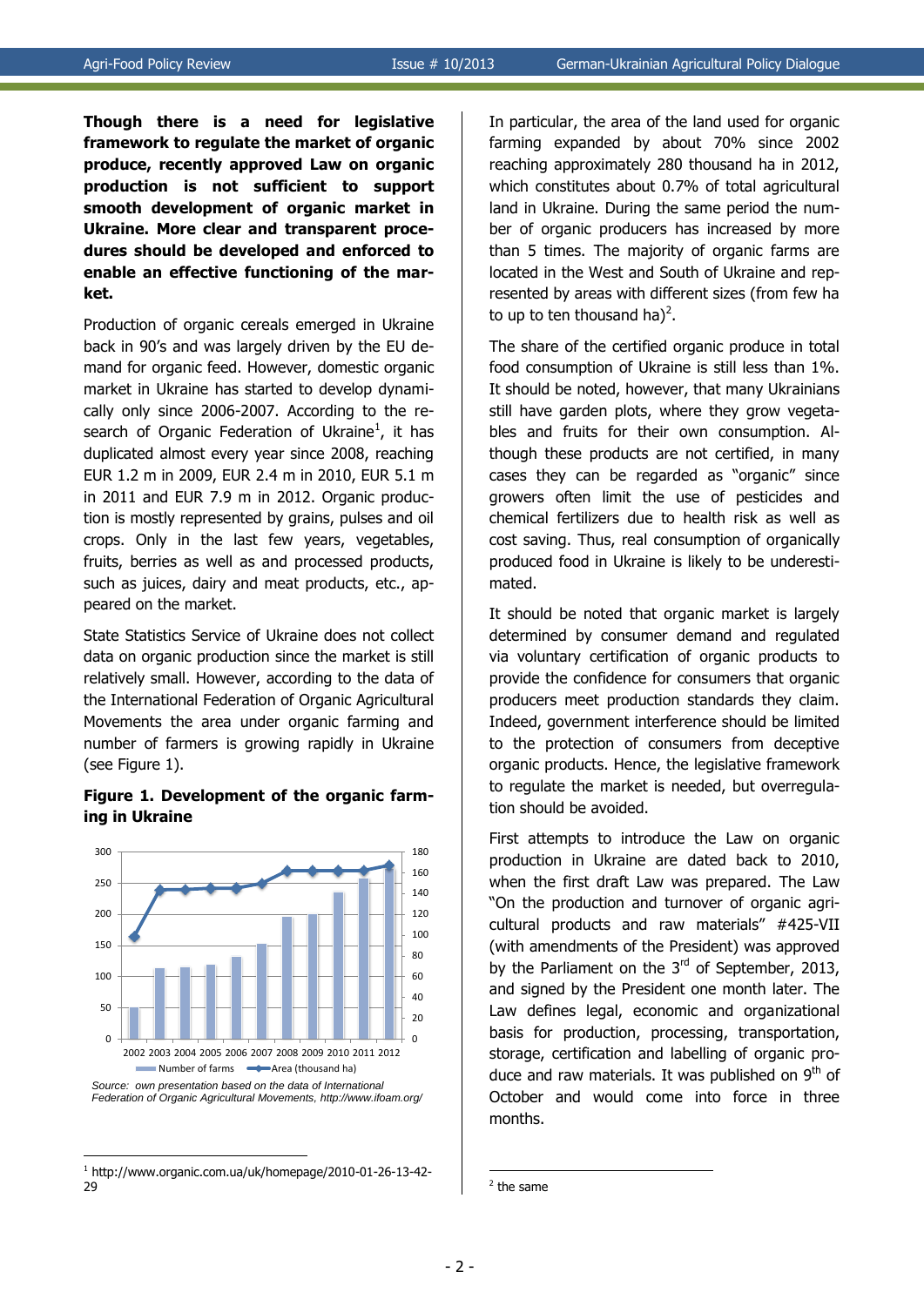**Though there is a need for legislative framework to regulate the market of organic produce, recently approved Law on organic production is not sufficient to support smooth development of organic market in Ukraine. More clear and transparent procedures should be developed and enforced to enable an effective functioning of the market.**

Production of organic cereals emerged in Ukraine back in 90's and was largely driven by the EU demand for organic feed. However, domestic organic market in Ukraine has started to develop dynamically only since 2006-2007. According to the research of Organic Federation of Ukraine[1], it has duplicated almost every year since 2008, reaching EUR 1.2 m in 2009, EUR 2.4 m in 2010, EUR 5.1 m in 2011 and EUR 7.9 m in 2012. Organic production is mostly represented by grains, pulses and oil crops. Only in the last few years, vegetables, fruits, berries as well as and processed products, such as juices, dairy and meat products, etc., appeared on the market.

State Statistics Service of Ukraine does not collect data on organic production since the market is still relatively small. However, according to the data of the International Federation of Organic Agricultural Movements the area under organic farming and number of farmers is growing rapidly in Ukraine (see Figure 1).

**Figure 1. Development of the organic farming in Ukraine**

*Source: own presentation based on the data of International Federation of Organic Agricultural Movements, http://www.ifoam.org/*

In particular, the area of the land used for organic farming expanded by about 70% since 2002 reaching approximately 280 thousand ha in 2012, which constitutes about 0.7% of total agricultural land in Ukraine. During the same period the number of organic producers has increased by more than 5 times. The majority of organic farms are located in the West and South of Ukraine and represented by areas with different sizes (from few ha to up to ten thousand ha)[2].

The share of the certified organic produce in total food consumption of Ukraine is still less than 1%. It should be noted, however, that many Ukrainians still have garden plots, where they grow vegetables and fruits for their own consumption. Although these products are not certified, in many cases they can be regarded as "organic" since growers often limit the use of pesticides and chemical fertilizers due to health risk as well as cost saving. Thus, real consumption of organically produced food in Ukraine is likely to be underestimated.

It should be noted that organic market is largely determined by consumer demand and regulated via voluntary certification of organic products to provide the confidence for consumers that organic producers meet production standards they claim. Indeed, government interference should be limited to the protection of consumers from deceptive organic products. Hence, the legislative framework to regulate the market is needed, but overregulation should be avoided.

First attempts to introduce the Law on organic production in Ukraine are dated back to 2010, when the first draft Law was prepared. The Law "On the production and turnover of organic agricultural products and raw materials" #425-VII (with amendments of the President) was approved by the Parliament on the 3rd of September, 2013, and signed by the President one month later. The Law defines legal, economic and organizational basis for production, processing, transportation, storage, certification and labelling of organic produce and raw materials. It was published on 9th of October and would come into force in three months.

---

[1] http://www.organic.com.ua/uk/homepage/2010-01-26-13-42-29

[2] the same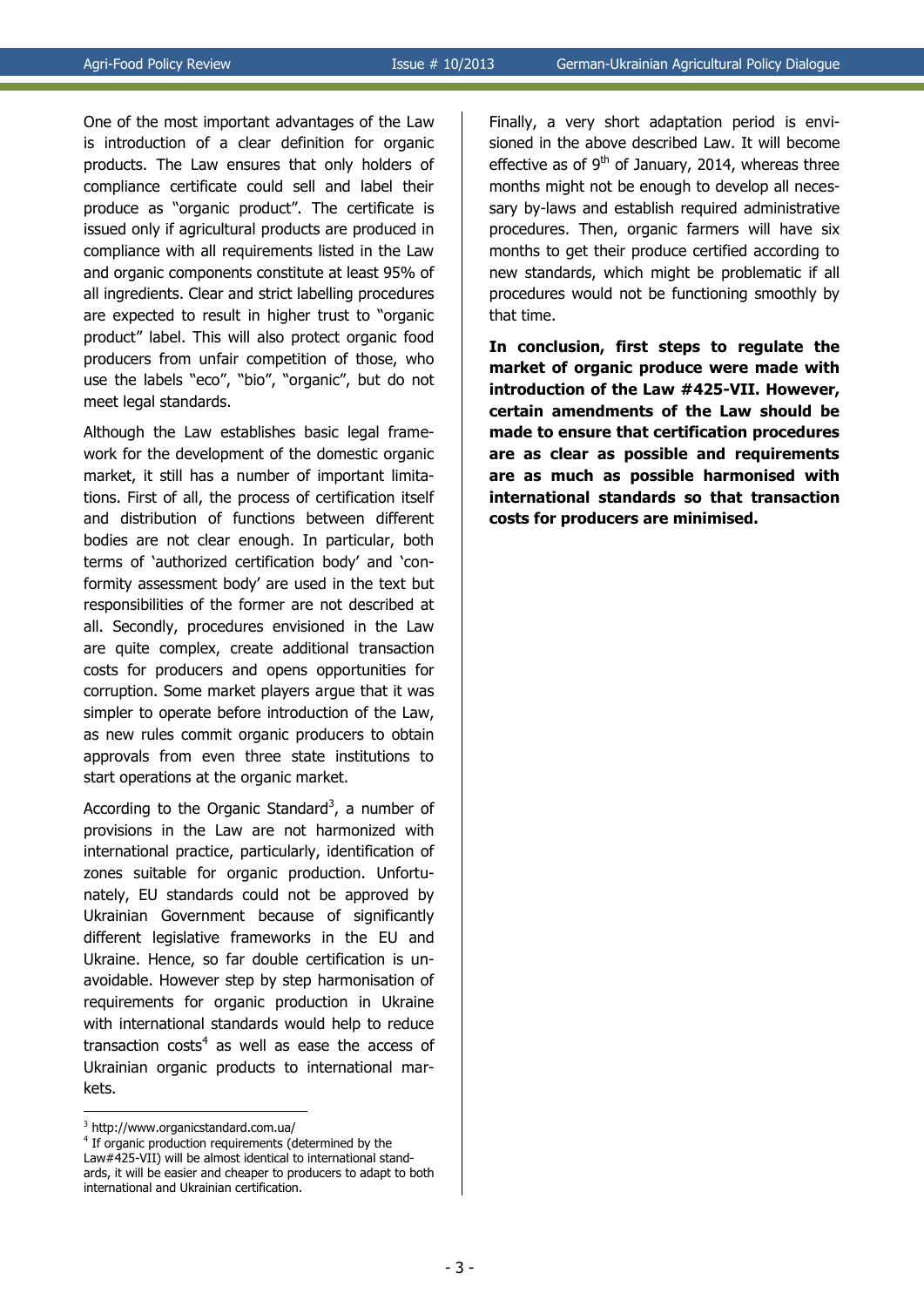One of the most important advantages of the Law is introduction of a clear definition for organic products. The Law ensures that only holders of compliance certificate could sell and label their produce as "organic product". The certificate is issued only if agricultural products are produced in compliance with all requirements listed in the Law and organic components constitute at least 95% of all ingredients. Clear and strict labelling procedures are expected to result in higher trust to "organic product" label. This will also protect organic food producers from unfair competition of those, who use the labels "eco", "bio", "organic", but do not meet legal standards.

Although the Law establishes basic legal framework for the development of the domestic organic market, it still has a number of important limitations. First of all, the process of certification itself and distribution of functions between different bodies are not clear enough. In particular, both terms of 'authorized certification body' and 'conformity assessment body' are used in the text but responsibilities of the former are not described at all. Secondly, procedures envisioned in the Law are quite complex, create additional transaction costs for producers and opens opportunities for corruption. Some market players argue that it was simpler to operate before introduction of the Law, as new rules commit organic producers to obtain approvals from even three state institutions to start operations at the organic market.

According to the Organic Standard[3], a number of provisions in the Law are not harmonized with international practice, particularly, identification of zones suitable for organic production. Unfortunately, EU standards could not be approved by Ukrainian Government because of significantly different legislative frameworks in the EU and Ukraine. Hence, so far double certification is unavoidable. However step by step harmonisation of requirements for organic production in Ukraine with international standards would help to reduce transaction costs[4] as well as ease the access of Ukrainian organic products to international markets.

Finally, a very short adaptation period is envisioned in the above described Law. It will become effective as of 9th of January, 2014, whereas three months might not be enough to develop all necessary by-laws and establish required administrative procedures. Then, organic farmers will have six months to get their produce certified according to new standards, which might be problematic if all procedures would not be functioning smoothly by that time.

**In conclusion, first steps to regulate the market of organic produce were made with introduction of the Law #425-VII. However, certain amendments of the Law should be made to ensure that certification procedures are as clear as possible and requirements are as much as possible harmonised with international standards so that transaction costs for producers are minimised.**

---

[3] http://www.organicstandard.com.ua/

[4] If organic production requirements (determined by the Law#425-VII) will be almost identical to international standards, it will be easier and cheaper to producers to adapt to both international and Ukrainian certification.